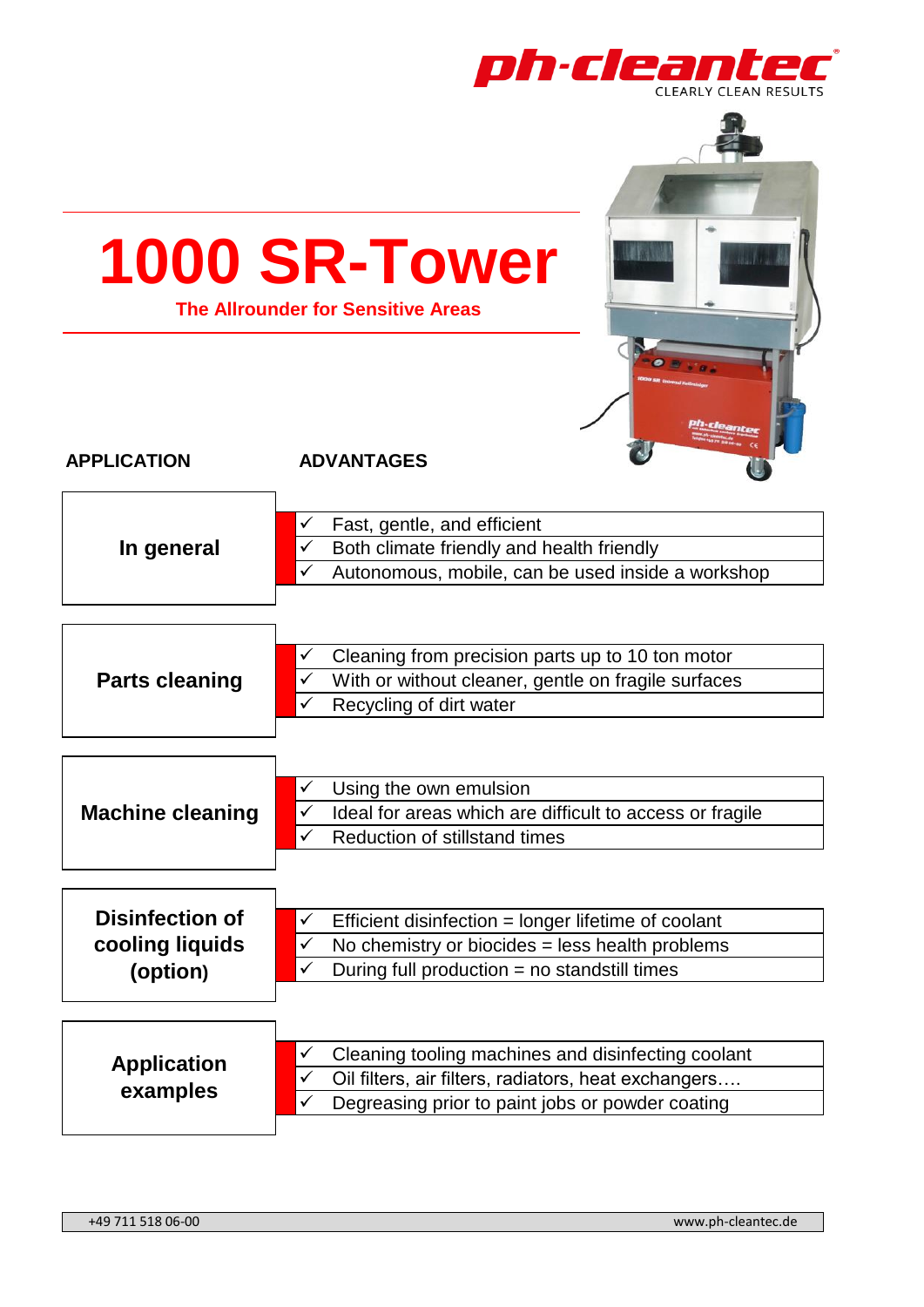ph-cleantec
CLEARLY CLEAN RESULTS

# 1000 SR-Tower

**The Allrounder for Sensitive Areas**

| APPLICATION | ADVANTAGES |
|---|---|
| **In general** | ✓ Fast, gentle, and efficient<br>✓ Both climate friendly and health friendly<br>✓ Autonomous, mobile, can be used inside a workshop |
| **Parts cleaning** | ✓ Cleaning from precision parts up to 10 ton motor<br>✓ With or without cleaner, gentle on fragile surfaces<br>✓ Recycling of dirt water |
| **Machine cleaning** | ✓ Using the own emulsion<br>✓ Ideal for areas which are difficult to access or fragile<br>✓ Reduction of stillstand times |
| **Disinfection of cooling liquids (option)** | ✓ Efficient disinfection = longer lifetime of coolant<br>✓ No chemistry or biocides = less health problems<br>✓ During full production = no standstill times |
| **Application examples** | ✓ Cleaning tooling machines and disinfecting coolant<br>✓ Oil filters, air filters, radiators, heat exchangers….<br>✓ Degreasing prior to paint jobs or powder coating |

+49 711 518 06-00 www.ph-cleantec.de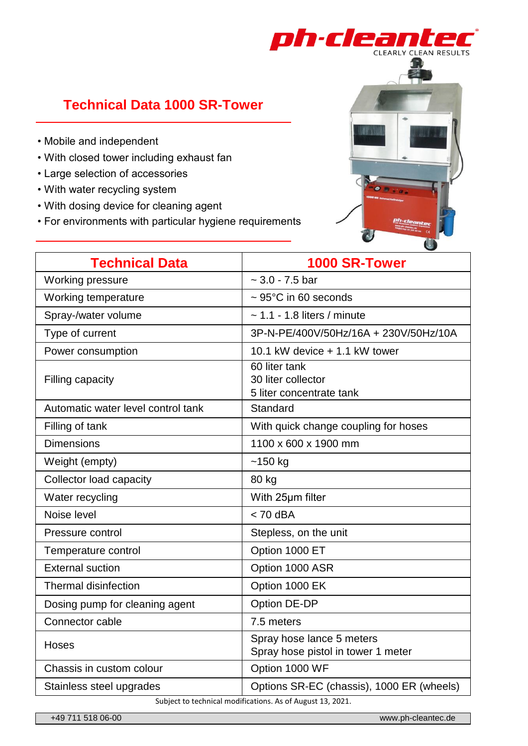# Technical Data 1000 SR-Tower

- Mobile and independent
- With closed tower including exhaust fan
- Large selection of accessories
- With water recycling system
- With dosing device for cleaning agent
- For environments with particular hygiene requirements

| Technical Data | 1000 SR-Tower |
|---|---|
| Working pressure | ~ 3.0 - 7.5 bar |
| Working temperature | ~ 95°C in 60 seconds |
| Spray-/water volume | ~ 1.1 - 1.8 liters / minute |
| Type of current | 3P-N-PE/400V/50Hz/16A + 230V/50Hz/10A |
| Power consumption | 10.1 kW device + 1.1 kW tower |
| Filling capacity | 60 liter tank<br>30 liter collector<br>5 liter concentrate tank |
| Automatic water level control tank | Standard |
| Filling of tank | With quick change coupling for hoses |
| Dimensions | 1100 x 600 x 1900 mm |
| Weight (empty) | ~150 kg |
| Collector load capacity | 80 kg |
| Water recycling | With 25µm filter |
| Noise level | < 70 dBA |
| Pressure control | Stepless, on the unit |
| Temperature control | Option 1000 ET |
| External suction | Option 1000 ASR |
| Thermal disinfection | Option 1000 EK |
| Dosing pump for cleaning agent | Option DE-DP |
| Connector cable | 7.5 meters |
| Hoses | Spray hose lance 5 meters<br>Spray hose pistol in tower 1 meter |
| Chassis in custom colour | Option 1000 WF |
| Stainless steel upgrades | Options SR-EC (chassis), 1000 ER (wheels) |

Subject to technical modifications. As of August 13, 2021.

+49 711 518 06-00 www.ph-cleantec.de